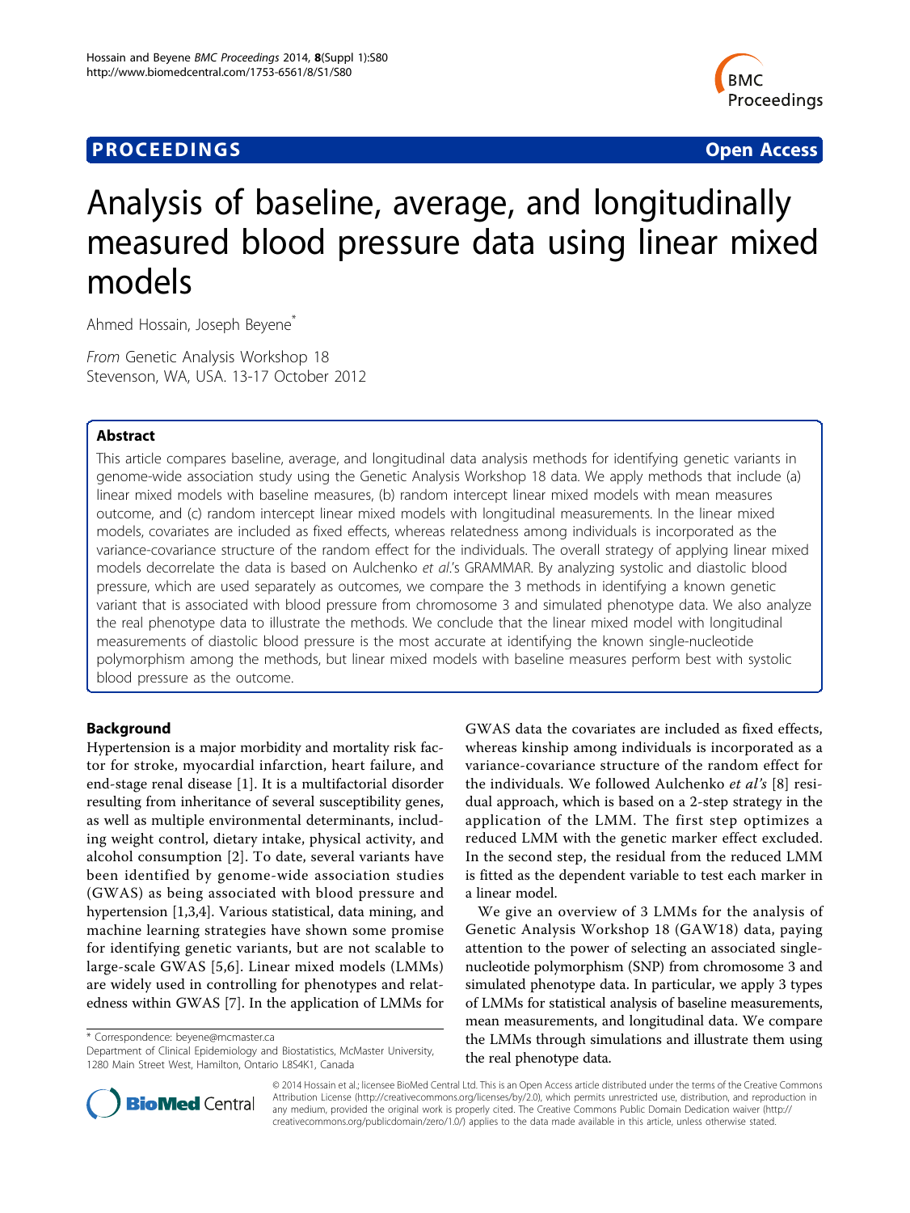**PROCEEDINGS** **Open Access**

# Analysis of baseline, average, and longitudinally measured blood pressure data using linear mixed models

Ahmed Hossain, Joseph Beyene*

*From* Genetic Analysis Workshop 18
Stevenson, WA, USA. 13-17 October 2012

## Abstract

This article compares baseline, average, and longitudinal data analysis methods for identifying genetic variants in genome-wide association study using the Genetic Analysis Workshop 18 data. We apply methods that include (a) linear mixed models with baseline measures, (b) random intercept linear mixed models with mean measures outcome, and (c) random intercept linear mixed models with longitudinal measurements. In the linear mixed models, covariates are included as fixed effects, whereas relatedness among individuals is incorporated as the variance-covariance structure of the random effect for the individuals. The overall strategy of applying linear mixed models decorrelate the data is based on Aulchenko *et al.*'s GRAMMAR. By analyzing systolic and diastolic blood pressure, which are used separately as outcomes, we compare the 3 methods in identifying a known genetic variant that is associated with blood pressure from chromosome 3 and simulated phenotype data. We also analyze the real phenotype data to illustrate the methods. We conclude that the linear mixed model with longitudinal measurements of diastolic blood pressure is the most accurate at identifying the known single-nucleotide polymorphism among the methods, but linear mixed models with baseline measures perform best with systolic blood pressure as the outcome.

## Background

Hypertension is a major morbidity and mortality risk factor for stroke, myocardial infarction, heart failure, and end-stage renal disease [1]. It is a multifactorial disorder resulting from inheritance of several susceptibility genes, as well as multiple environmental determinants, including weight control, dietary intake, physical activity, and alcohol consumption [2]. To date, several variants have been identified by genome-wide association studies (GWAS) as being associated with blood pressure and hypertension [1,3,4]. Various statistical, data mining, and machine learning strategies have shown some promise for identifying genetic variants, but are not scalable to large-scale GWAS [5,6]. Linear mixed models (LMMs) are widely used in controlling for phenotypes and relatedness within GWAS [7]. In the application of LMMs for GWAS data the covariates are included as fixed effects, whereas kinship among individuals is incorporated as a variance-covariance structure of the random effect for the individuals. We followed Aulchenko *et al's* [8] residual approach, which is based on a 2-step strategy in the application of the LMM. The first step optimizes a reduced LMM with the genetic marker effect excluded. In the second step, the residual from the reduced LMM is fitted as the dependent variable to test each marker in a linear model.

We give an overview of 3 LMMs for the analysis of Genetic Analysis Workshop 18 (GAW18) data, paying attention to the power of selecting an associated single-nucleotide polymorphism (SNP) from chromosome 3 and simulated phenotype data. In particular, we apply 3 types of LMMs for statistical analysis of baseline measurements, mean measurements, and longitudinal data. We compare the LMMs through simulations and illustrate them using the real phenotype data.

\* Correspondence: beyene@mcmaster.ca
Department of Clinical Epidemiology and Biostatistics, McMaster University, 1280 Main Street West, Hamilton, Ontario L8S4K1, Canada

© 2014 Hossain et al.; licensee BioMed Central Ltd. This is an Open Access article distributed under the terms of the Creative Commons Attribution License (http://creativecommons.org/licenses/by/2.0), which permits unrestricted use, distribution, and reproduction in any medium, provided the original work is properly cited. The Creative Commons Public Domain Dedication waiver (http://creativecommons.org/publicdomain/zero/1.0/) applies to the data made available in this article, unless otherwise stated.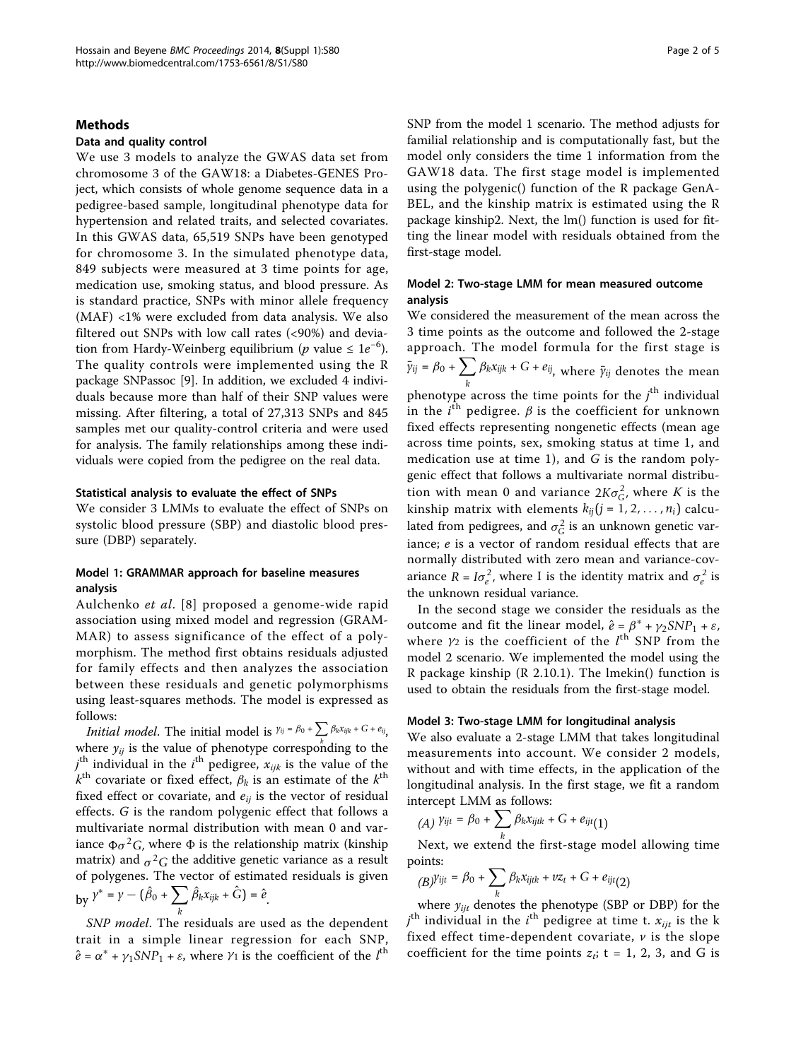## Methods

### Data and quality control

We use 3 models to analyze the GWAS data set from chromosome 3 of the GAW18: a Diabetes-GENES Project, which consists of whole genome sequence data in a pedigree-based sample, longitudinal phenotype data for hypertension and related traits, and selected covariates. In this GWAS data, 65,519 SNPs have been genotyped for chromosome 3. In the simulated phenotype data, 849 subjects were measured at 3 time points for age, medication use, smoking status, and blood pressure. As is standard practice, SNPs with minor allele frequency (MAF) <1% were excluded from data analysis. We also filtered out SNPs with low call rates (<90%) and deviation from Hardy-Weinberg equilibrium ($p$ value $\leq 1e^{-6}$). The quality controls were implemented using the R package SNPassoc [9]. In addition, we excluded 4 individuals because more than half of their SNP values were missing. After filtering, a total of 27,313 SNPs and 845 samples met our quality-control criteria and were used for analysis. The family relationships among these individuals were copied from the pedigree on the real data.

### Statistical analysis to evaluate the effect of SNPs

We consider 3 LMMs to evaluate the effect of SNPs on systolic blood pressure (SBP) and diastolic blood pressure (DBP) separately.

#### Model 1: GRAMMAR approach for baseline measures analysis

Aulchenko *et al*. [8] proposed a genome-wide rapid association using mixed model and regression (GRAMMAR) to assess significance of the effect of a polymorphism. The method first obtains residuals adjusted for family effects and then analyzes the association between these residuals and genetic polymorphisms using least-squares methods. The model is expressed as follows:

*Initial model*. The initial model is $y_{ij} = \beta_0 + \sum_k \beta_k x_{ijk} + G + e_{ij}$, where $y_{ij}$ is the value of phenotype corresponding to the $j^{th}$ individual in the $i^{th}$ pedigree, $x_{ijk}$ is the value of the $k^{th}$ covariate or fixed effect, $\beta_k$ is an estimate of the $k^{th}$ fixed effect or covariate, and $e_{ij}$ is the vector of residual effects. $G$ is the random polygenic effect that follows a multivariate normal distribution with mean 0 and variance $\Phi\sigma^2 G$, where $\Phi$ is the relationship matrix (kinship matrix) and $\sigma^2 G$ the additive genetic variance as a result of polygenes. The vector of estimated residuals is given by $y^* = y - (\hat{\beta}_0 + \sum_k \hat{\beta}_k x_{ijk} + \hat{G}) = \hat{e}$.

*SNP model*. The residuals are used as the dependent trait in a simple linear regression for each SNP, $\hat{e} = \alpha^* + \gamma_1 SNP_1 + \varepsilon$, where $\gamma_1$ is the coefficient of the $l^{th}$ SNP from the model 1 scenario. The method adjusts for familial relationship and is computationally fast, but the model only considers the time 1 information from the GAW18 data. The first stage model is implemented using the polygenic() function of the R package GenABEL, and the kinship matrix is estimated using the R package kinship2. Next, the lm() function is used for fitting the linear model with residuals obtained from the first-stage model.

#### Model 2: Two-stage LMM for mean measured outcome analysis

We considered the measurement of the mean across the 3 time points as the outcome and followed the 2-stage approach. The model formula for the first stage is $\bar{y}_{ij} = \beta_0 + \sum_k \beta_k x_{ijk} + G + e_{ij}$, where $\bar{y}_{ij}$ denotes the mean phenotype across the time points for the $j^{th}$ individual in the $i^{th}$ pedigree. $\beta$ is the coefficient for unknown fixed effects representing nongenetic effects (mean age across time points, sex, smoking status at time 1, and medication use at time 1), and $G$ is the random polygenic effect that follows a multivariate normal distribution with mean 0 and variance $2K\sigma_G^2$, where $K$ is the kinship matrix with elements $k_{ij}(j = 1, 2, \ldots, n_i)$ calculated from pedigrees, and $\sigma_G^2$ is an unknown genetic variance; $e$ is a vector of random residual effects that are normally distributed with zero mean and variance-covariance $R = I\sigma_e^2$, where I is the identity matrix and $\sigma_e^2$ is the unknown residual variance.

In the second stage we consider the residuals as the outcome and fit the linear model, $\hat{e} = \beta^* + \gamma_2 SNP_1 + \varepsilon$, where $\gamma_2$ is the coefficient of the $l^{th}$ SNP from the model 2 scenario. We implemented the model using the R package kinship (R 2.10.1). The lmekin() function is used to obtain the residuals from the first-stage model.

#### Model 3: Two-stage LMM for longitudinal analysis

We also evaluate a 2-stage LMM that takes longitudinal measurements into account. We consider 2 models, without and with time effects, in the application of the longitudinal analysis. In the first stage, we fit a random intercept LMM as follows:

$$\text{(A)}\; y_{ijt} = \beta_0 + \sum_k \beta_k x_{ijtk} + G + e_{ijt} \quad (1)$$

Next, we extend the first-stage model allowing time points:

$$\text{(B)}\; y_{ijt} = \beta_0 + \sum_k \beta_k x_{ijtk} + \nu z_t + G + e_{ijt} \quad (2)$$

where $y_{ijt}$ denotes the phenotype (SBP or DBP) for the $j^{th}$ individual in the $i^{th}$ pedigree at time t. $x_{ijt}$ is the k fixed effect time-dependent covariate, $\nu$ is the slope coefficient for the time points $z_t$; t = 1, 2, 3, and G is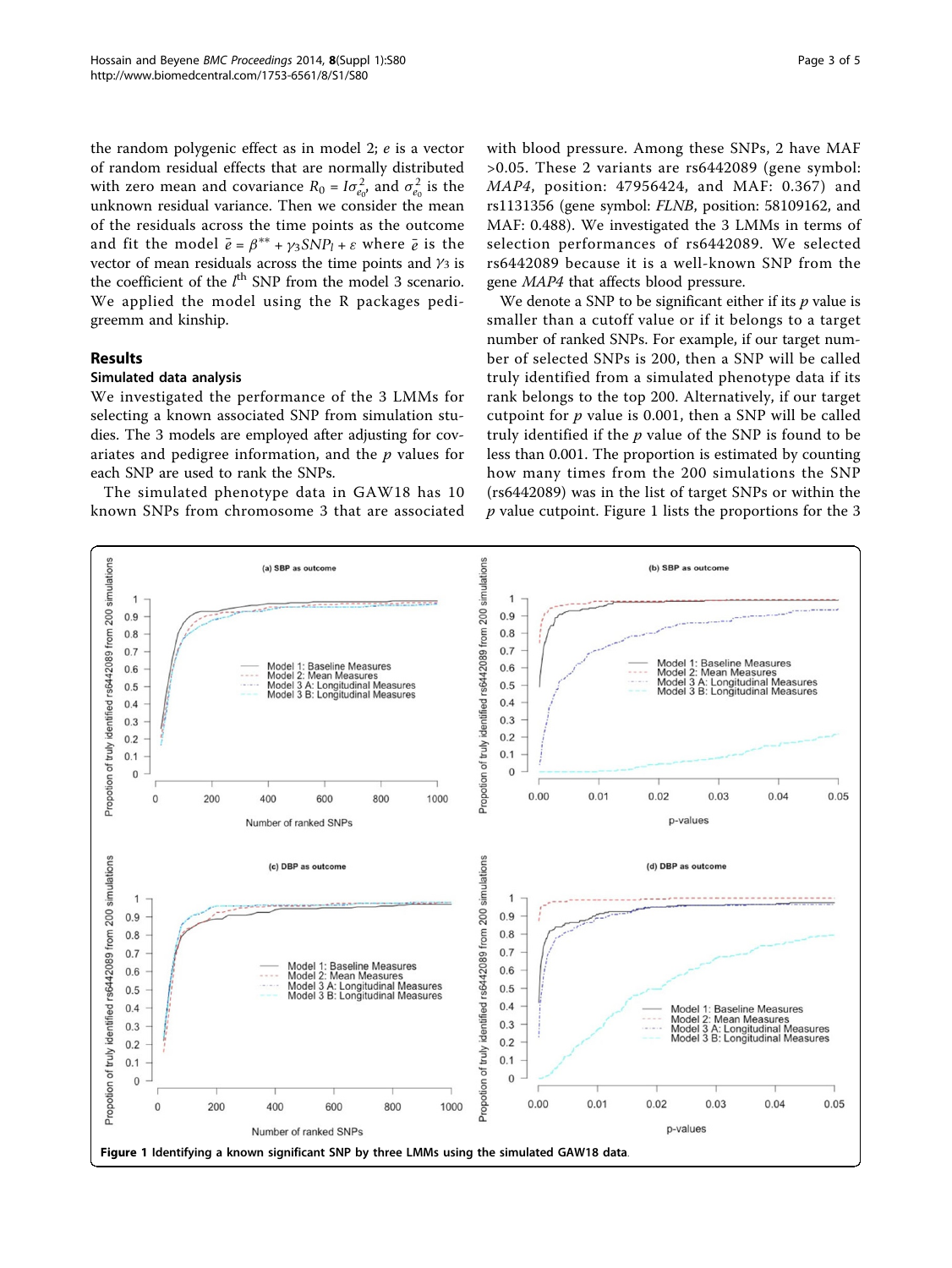the random polygenic effect as in model 2; $e$ is a vector of random residual effects that are normally distributed with zero mean and covariance $R_0 = I\sigma^2_{e_0}$, and $\sigma^2_{e_0}$ is the unknown residual variance. Then we consider the mean of the residuals across the time points as the outcome and fit the model $\bar{e} = \beta^{**} + \gamma_3 SNP_l + \varepsilon$ where $\bar{e}$ is the vector of mean residuals across the time points and $\gamma_3$ is the coefficient of the $l^{th}$ SNP from the model 3 scenario. We applied the model using the R packages pedigreemm and kinship.

## Results

### Simulated data analysis

We investigated the performance of the 3 LMMs for selecting a known associated SNP from simulation studies. The 3 models are employed after adjusting for covariates and pedigree information, and the $p$ values for each SNP are used to rank the SNPs.

The simulated phenotype data in GAW18 has 10 known SNPs from chromosome 3 that are associated with blood pressure. Among these SNPs, 2 have MAF >0.05. These 2 variants are rs6442089 (gene symbol: *MAP4*, position: 47956424, and MAF: 0.367) and rs1131356 (gene symbol: *FLNB*, position: 58109162, and MAF: 0.488). We investigated the 3 LMMs in terms of selection performances of rs6442089. We selected rs6442089 because it is a well-known SNP from the gene *MAP4* that affects blood pressure.

We denote a SNP to be significant either if its $p$ value is smaller than a cutoff value or if it belongs to a target number of ranked SNPs. For example, if our target number of selected SNPs is 200, then a SNP will be called truly identified from a simulated phenotype data if its rank belongs to the top 200. Alternatively, if our target cutpoint for $p$ value is 0.001, then a SNP will be called truly identified if the $p$ value of the SNP is found to be less than 0.001. The proportion is estimated by counting how many times from the 200 simulations the SNP (rs6442089) was in the list of target SNPs or within the $p$ value cutpoint. Figure 1 lists the proportions for the 3

**Figure 1** Identifying a known significant SNP by three LMMs using the simulated GAW18 data.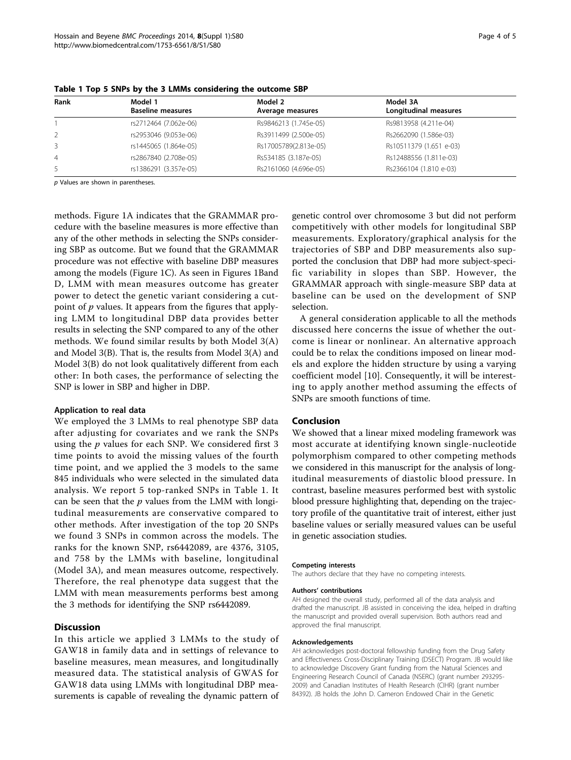**Table 1 Top 5 SNPs by the 3 LMMs considering the outcome SBP**

| Rank | Model 1<br>Baseline measures | Model 2<br>Average measures | Model 3A<br>Longitudinal measures |
|---|---|---|---|
| 1 | rs2712464 (7.062e-06) | Rs9846213 (1.745e-05) | Rs9813958 (4.211e-04) |
| 2 | rs2953046 (9.053e-06) | Rs3911499 (2.500e-05) | Rs2662090 (1.586e-03) |
| 3 | rs1445065 (1.864e-05) | Rs17005789(2.813e-05) | Rs10511379 (1.651 e-03) |
| 4 | rs2867840 (2.708e-05) | Rs534185 (3.187e-05) | Rs12488556 (1.811e-03) |
| 5 | rs1386291 (3.357e-05) | Rs2161060 (4.696e-05) | Rs2366104 (1.810 e-03) |

*p* Values are shown in parentheses.

methods. Figure 1A indicates that the GRAMMAR procedure with the baseline measures is more effective than any of the other methods in selecting the SNPs considering SBP as outcome. But we found that the GRAMMAR procedure was not effective with baseline DBP measures among the models (Figure 1C). As seen in Figures 1Band D, LMM with mean measures outcome has greater power to detect the genetic variant considering a cutpoint of $p$ values. It appears from the figures that applying LMM to longitudinal DBP data provides better results in selecting the SNP compared to any of the other methods. We found similar results by both Model 3(A) and Model 3(B). That is, the results from Model 3(A) and Model 3(B) do not look qualitatively different from each other: In both cases, the performance of selecting the SNP is lower in SBP and higher in DBP.

#### Application to real data

We employed the 3 LMMs to real phenotype SBP data after adjusting for covariates and we rank the SNPs using the $p$ values for each SNP. We considered first 3 time points to avoid the missing values of the fourth time point, and we applied the 3 models to the same 845 individuals who were selected in the simulated data analysis. We report 5 top-ranked SNPs in Table 1. It can be seen that the $p$ values from the LMM with longitudinal measurements are conservative compared to other methods. After investigation of the top 20 SNPs we found 3 SNPs in common across the models. The ranks for the known SNP, rs6442089, are 4376, 3105, and 758 by the LMMs with baseline, longitudinal (Model 3A), and mean measures outcome, respectively. Therefore, the real phenotype data suggest that the LMM with mean measurements performs best among the 3 methods for identifying the SNP rs6442089.

## Discussion

In this article we applied 3 LMMs to the study of GAW18 in family data and in settings of relevance to baseline measures, mean measures, and longitudinally measured data. The statistical analysis of GWAS for GAW18 data using LMMs with longitudinal DBP measurements is capable of revealing the dynamic pattern of genetic control over chromosome 3 but did not perform competitively with other models for longitudinal SBP measurements. Exploratory/graphical analysis for the trajectories of SBP and DBP measurements also supported the conclusion that DBP had more subject-specific variability in slopes than SBP. However, the GRAMMAR approach with single-measure SBP data at baseline can be used on the development of SNP selection.

A general consideration applicable to all the methods discussed here concerns the issue of whether the outcome is linear or nonlinear. An alternative approach could be to relax the conditions imposed on linear models and explore the hidden structure by using a varying coefficient model [10]. Consequently, it will be interesting to apply another method assuming the effects of SNPs are smooth functions of time.

## Conclusion

We showed that a linear mixed modeling framework was most accurate at identifying known single-nucleotide polymorphism compared to other competing methods we considered in this manuscript for the analysis of longitudinal measurements of diastolic blood pressure. In contrast, baseline measures performed best with systolic blood pressure highlighting that, depending on the trajectory profile of the quantitative trait of interest, either just baseline values or serially measured values can be useful in genetic association studies.

#### Competing interests

The authors declare that they have no competing interests.

#### Authors' contributions

AH designed the overall study, performed all of the data analysis and drafted the manuscript. JB assisted in conceiving the idea, helped in drafting the manuscript and provided overall supervision. Both authors read and approved the final manuscript.

#### Acknowledgements

AH acknowledges post-doctoral fellowship funding from the Drug Safety and Effectiveness Cross-Disciplinary Training (DSECT) Program. JB would like to acknowledge Discovery Grant funding from the Natural Sciences and Engineering Research Council of Canada (NSERC) (grant number 293295-2009) and Canadian Institutes of Health Research (CIHR) (grant number 84392). JB holds the John D. Cameron Endowed Chair in the Genetic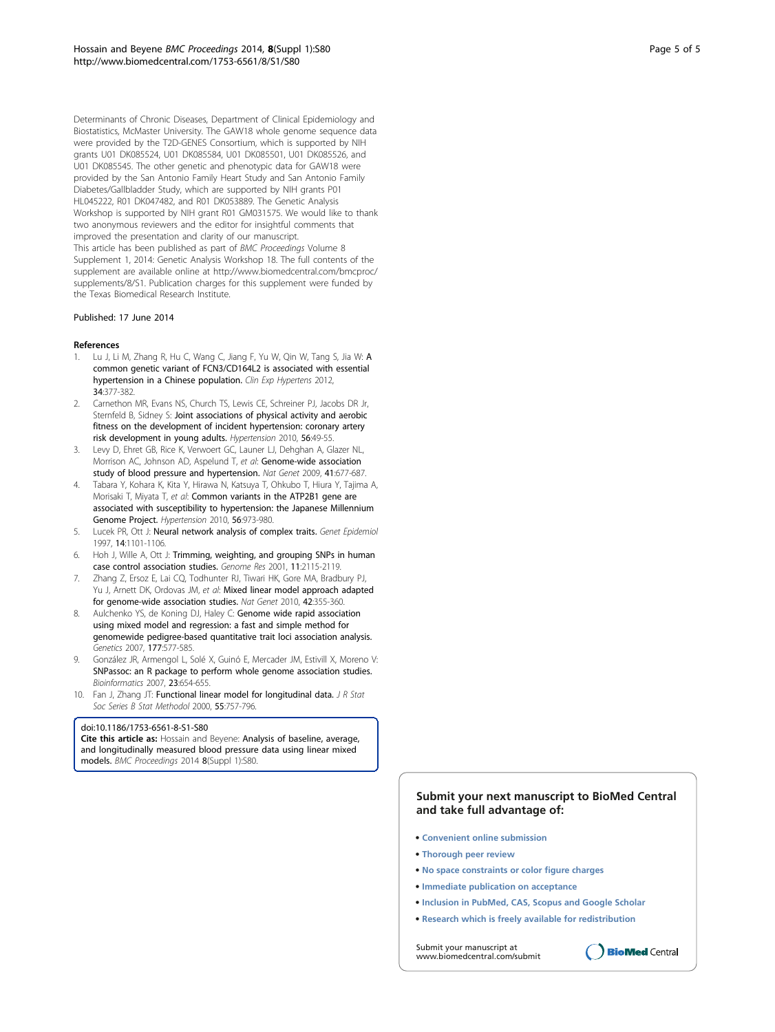Determinants of Chronic Diseases, Department of Clinical Epidemiology and Biostatistics, McMaster University. The GAW18 whole genome sequence data were provided by the T2D-GENES Consortium, which is supported by NIH grants U01 DK085524, U01 DK085584, U01 DK085501, U01 DK085526, and U01 DK085545. The other genetic and phenotypic data for GAW18 were provided by the San Antonio Family Heart Study and San Antonio Family Diabetes/Gallbladder Study, which are supported by NIH grants P01 HL045222, R01 DK047482, and R01 DK053889. The Genetic Analysis Workshop is supported by NIH grant R01 GM031575. We would like to thank two anonymous reviewers and the editor for insightful comments that improved the presentation and clarity of our manuscript.

This article has been published as part of *BMC Proceedings* Volume 8 Supplement 1, 2014: Genetic Analysis Workshop 18. The full contents of the supplement are available online at http://www.biomedcentral.com/bmcproc/supplements/8/S1. Publication charges for this supplement were funded by the Texas Biomedical Research Institute.

Published: 17 June 2014

## References

1. Lu J, Li M, Zhang R, Hu C, Wang C, Jiang F, Yu W, Qin W, Tang S, Jia W: **A common genetic variant of FCN3/CD164L2 is associated with essential hypertension in a Chinese population.** *Clin Exp Hypertens* 2012, **34**:377-382.
2. Carnethon MR, Evans NS, Church TS, Lewis CE, Schreiner PJ, Jacobs DR Jr, Sternfeld B, Sidney S: **Joint associations of physical activity and aerobic fitness on the development of incident hypertension: coronary artery risk development in young adults.** *Hypertension* 2010, **56**:49-55.
3. Levy D, Ehret GB, Rice K, Verwoert GC, Launer LJ, Dehghan A, Glazer NL, Morrison AC, Johnson AD, Aspelund T, *et al*: **Genome-wide association study of blood pressure and hypertension.** *Nat Genet* 2009, **41**:677-687.
4. Tabara Y, Kohara K, Kita Y, Hirawa N, Katsuya T, Ohkubo T, Hiura Y, Tajima A, Morisaki T, Miyata T, *et al*: **Common variants in the ATP2B1 gene are associated with susceptibility to hypertension: the Japanese Millennium Genome Project.** *Hypertension* 2010, **56**:973-980.
5. Lucek PR, Ott J: **Neural network analysis of complex traits.** *Genet Epidemiol* 1997, **14**:1101-1106.
6. Hoh J, Wille A, Ott J: **Trimming, weighting, and grouping SNPs in human case control association studies.** *Genome Res* 2001, **11**:2115-2119.
7. Zhang Z, Ersoz E, Lai CQ, Todhunter RJ, Tiwari HK, Gore MA, Bradbury PJ, Yu J, Arnett DK, Ordovas JM, *et al*: **Mixed linear model approach adapted for genome-wide association studies.** *Nat Genet* 2010, **42**:355-360.
8. Aulchenko YS, de Koning DJ, Haley C: **Genome wide rapid association using mixed model and regression: a fast and simple method for genomewide pedigree-based quantitative trait loci association analysis.** *Genetics* 2007, **177**:577-585.
9. González JR, Armengol L, Solé X, Guinó E, Mercader JM, Estivill X, Moreno V: **SNPassoc: an R package to perform whole genome association studies.** *Bioinformatics* 2007, **23**:654-655.
10. Fan J, Zhang JT: **Functional linear model for longitudinal data.** *J R Stat Soc Series B Stat Methodol* 2000, **55**:757-796.

doi:10.1186/1753-6561-8-S1-S80

**Cite this article as:** Hossain and Beyene: **Analysis of baseline, average, and longitudinally measured blood pressure data using linear mixed models.** *BMC Proceedings* 2014 **8**(Suppl 1):S80.

**Submit your next manuscript to BioMed Central and take full advantage of:**

- Convenient online submission
- Thorough peer review
- No space constraints or color figure charges
- Immediate publication on acceptance
- Inclusion in PubMed, CAS, Scopus and Google Scholar
- Research which is freely available for redistribution

Submit your manuscript at www.biomedcentral.com/submit

BioMed Central